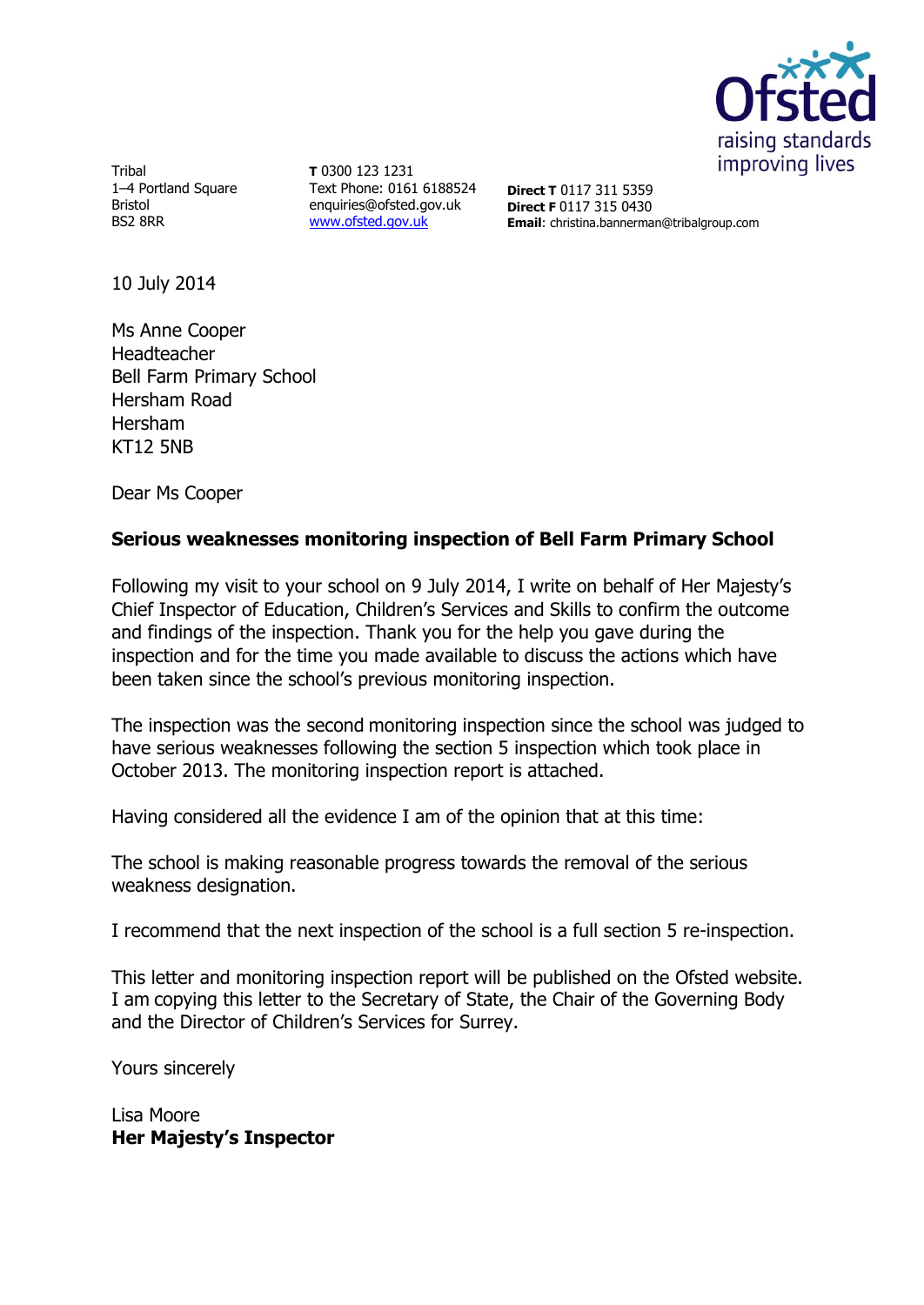Tribal
1–4 Portland Square
Bristol
BS2 8RR

**T** 0300 123 1231
Text Phone: 0161 6188524
enquiries@ofsted.gov.uk
www.ofsted.gov.uk

**Direct T** 0117 311 5359
**Direct F** 0117 315 0430
**Email**: christina.bannerman@tribalgroup.com

10 July 2014

Ms Anne Cooper
Headteacher
Bell Farm Primary School
Hersham Road
Hersham
KT12 5NB

Dear Ms Cooper

**Serious weaknesses monitoring inspection of Bell Farm Primary School**

Following my visit to your school on 9 July 2014, I write on behalf of Her Majesty's Chief Inspector of Education, Children's Services and Skills to confirm the outcome and findings of the inspection. Thank you for the help you gave during the inspection and for the time you made available to discuss the actions which have been taken since the school's previous monitoring inspection.

The inspection was the second monitoring inspection since the school was judged to have serious weaknesses following the section 5 inspection which took place in October 2013. The monitoring inspection report is attached.

Having considered all the evidence I am of the opinion that at this time:

The school is making reasonable progress towards the removal of the serious weakness designation.

I recommend that the next inspection of the school is a full section 5 re-inspection.

This letter and monitoring inspection report will be published on the Ofsted website. I am copying this letter to the Secretary of State, the Chair of the Governing Body and the Director of Children's Services for Surrey.

Yours sincerely

Lisa Moore
**Her Majesty's Inspector**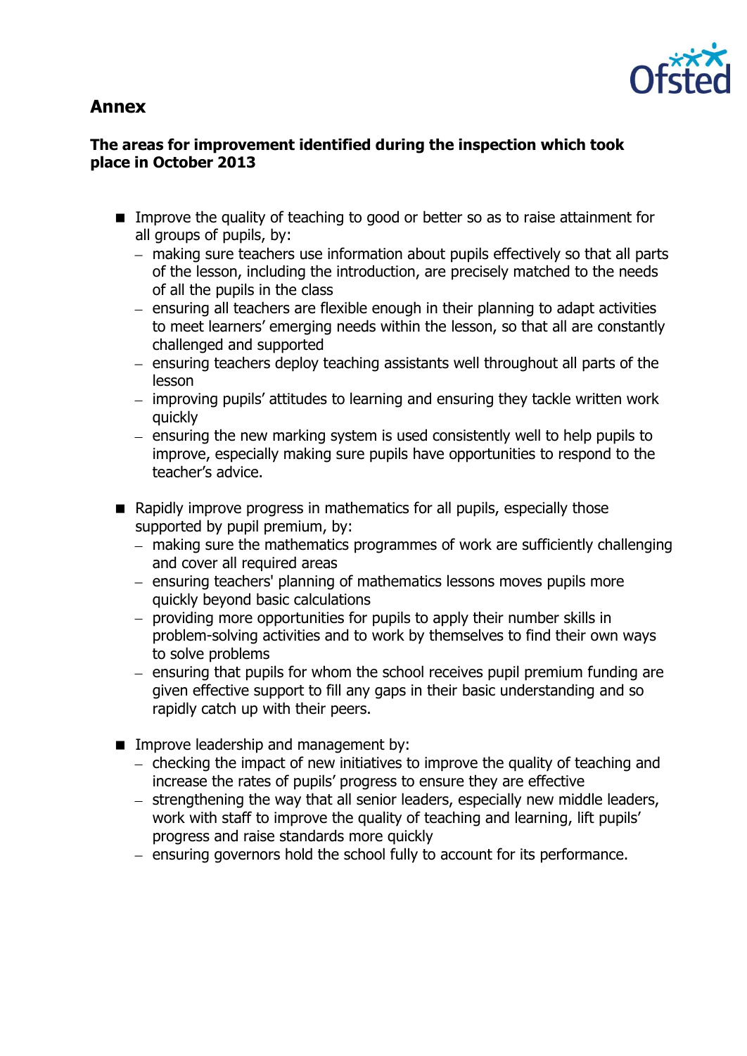## Annex

### The areas for improvement identified during the inspection which took place in October 2013

- Improve the quality of teaching to good or better so as to raise attainment for all groups of pupils, by:
  - making sure teachers use information about pupils effectively so that all parts of the lesson, including the introduction, are precisely matched to the needs of all the pupils in the class
  - ensuring all teachers are flexible enough in their planning to adapt activities to meet learners' emerging needs within the lesson, so that all are constantly challenged and supported
  - ensuring teachers deploy teaching assistants well throughout all parts of the lesson
  - improving pupils' attitudes to learning and ensuring they tackle written work quickly
  - ensuring the new marking system is used consistently well to help pupils to improve, especially making sure pupils have opportunities to respond to the teacher's advice.

- Rapidly improve progress in mathematics for all pupils, especially those supported by pupil premium, by:
  - making sure the mathematics programmes of work are sufficiently challenging and cover all required areas
  - ensuring teachers' planning of mathematics lessons moves pupils more quickly beyond basic calculations
  - providing more opportunities for pupils to apply their number skills in problem-solving activities and to work by themselves to find their own ways to solve problems
  - ensuring that pupils for whom the school receives pupil premium funding are given effective support to fill any gaps in their basic understanding and so rapidly catch up with their peers.

- Improve leadership and management by:
  - checking the impact of new initiatives to improve the quality of teaching and increase the rates of pupils' progress to ensure they are effective
  - strengthening the way that all senior leaders, especially new middle leaders, work with staff to improve the quality of teaching and learning, lift pupils' progress and raise standards more quickly
  - ensuring governors hold the school fully to account for its performance.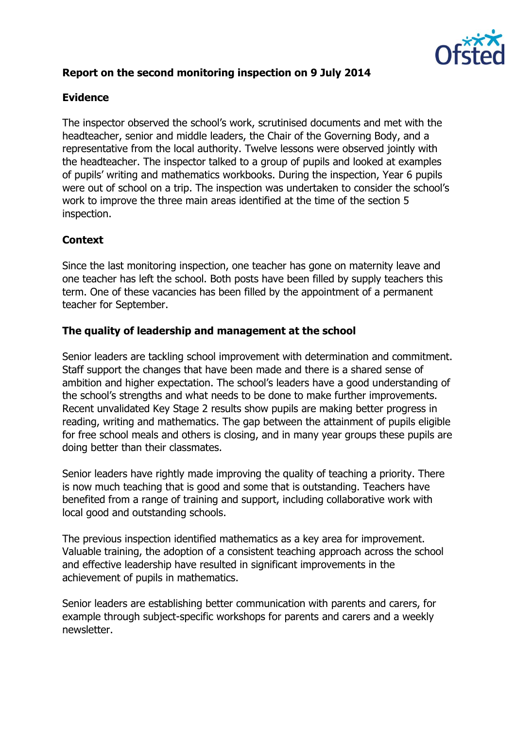**Report on the second monitoring inspection on 9 July 2014**

**Evidence**

The inspector observed the school's work, scrutinised documents and met with the headteacher, senior and middle leaders, the Chair of the Governing Body, and a representative from the local authority. Twelve lessons were observed jointly with the headteacher. The inspector talked to a group of pupils and looked at examples of pupils' writing and mathematics workbooks. During the inspection, Year 6 pupils were out of school on a trip. The inspection was undertaken to consider the school's work to improve the three main areas identified at the time of the section 5 inspection.

**Context**

Since the last monitoring inspection, one teacher has gone on maternity leave and one teacher has left the school. Both posts have been filled by supply teachers this term. One of these vacancies has been filled by the appointment of a permanent teacher for September.

**The quality of leadership and management at the school**

Senior leaders are tackling school improvement with determination and commitment. Staff support the changes that have been made and there is a shared sense of ambition and higher expectation. The school's leaders have a good understanding of the school's strengths and what needs to be done to make further improvements. Recent unvalidated Key Stage 2 results show pupils are making better progress in reading, writing and mathematics. The gap between the attainment of pupils eligible for free school meals and others is closing, and in many year groups these pupils are doing better than their classmates.

Senior leaders have rightly made improving the quality of teaching a priority. There is now much teaching that is good and some that is outstanding. Teachers have benefited from a range of training and support, including collaborative work with local good and outstanding schools.

The previous inspection identified mathematics as a key area for improvement. Valuable training, the adoption of a consistent teaching approach across the school and effective leadership have resulted in significant improvements in the achievement of pupils in mathematics.

Senior leaders are establishing better communication with parents and carers, for example through subject-specific workshops for parents and carers and a weekly newsletter.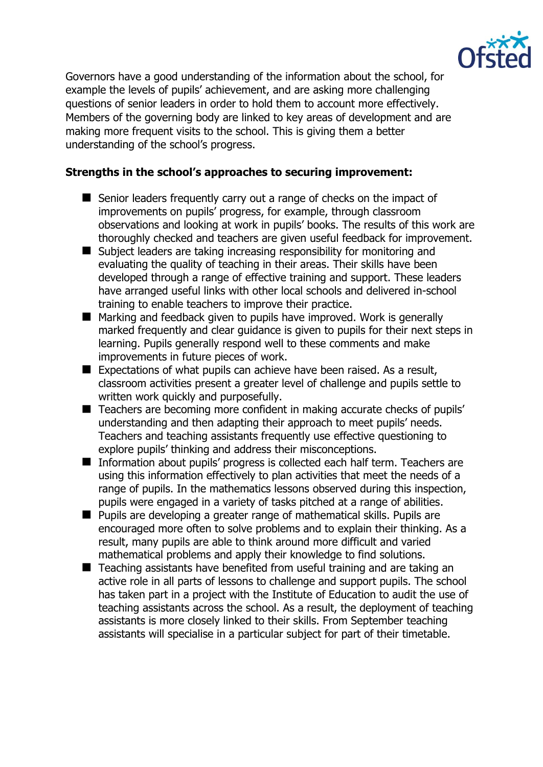Governors have a good understanding of the information about the school, for example the levels of pupils' achievement, and are asking more challenging questions of senior leaders in order to hold them to account more effectively. Members of the governing body are linked to key areas of development and are making more frequent visits to the school. This is giving them a better understanding of the school's progress.

**Strengths in the school's approaches to securing improvement:**

- Senior leaders frequently carry out a range of checks on the impact of improvements on pupils' progress, for example, through classroom observations and looking at work in pupils' books. The results of this work are thoroughly checked and teachers are given useful feedback for improvement.
- Subject leaders are taking increasing responsibility for monitoring and evaluating the quality of teaching in their areas. Their skills have been developed through a range of effective training and support. These leaders have arranged useful links with other local schools and delivered in-school training to enable teachers to improve their practice.
- Marking and feedback given to pupils have improved. Work is generally marked frequently and clear guidance is given to pupils for their next steps in learning. Pupils generally respond well to these comments and make improvements in future pieces of work.
- Expectations of what pupils can achieve have been raised. As a result, classroom activities present a greater level of challenge and pupils settle to written work quickly and purposefully.
- Teachers are becoming more confident in making accurate checks of pupils' understanding and then adapting their approach to meet pupils' needs. Teachers and teaching assistants frequently use effective questioning to explore pupils' thinking and address their misconceptions.
- Information about pupils' progress is collected each half term. Teachers are using this information effectively to plan activities that meet the needs of a range of pupils. In the mathematics lessons observed during this inspection, pupils were engaged in a variety of tasks pitched at a range of abilities.
- Pupils are developing a greater range of mathematical skills. Pupils are encouraged more often to solve problems and to explain their thinking. As a result, many pupils are able to think around more difficult and varied mathematical problems and apply their knowledge to find solutions.
- Teaching assistants have benefited from useful training and are taking an active role in all parts of lessons to challenge and support pupils. The school has taken part in a project with the Institute of Education to audit the use of teaching assistants across the school. As a result, the deployment of teaching assistants is more closely linked to their skills. From September teaching assistants will specialise in a particular subject for part of their timetable.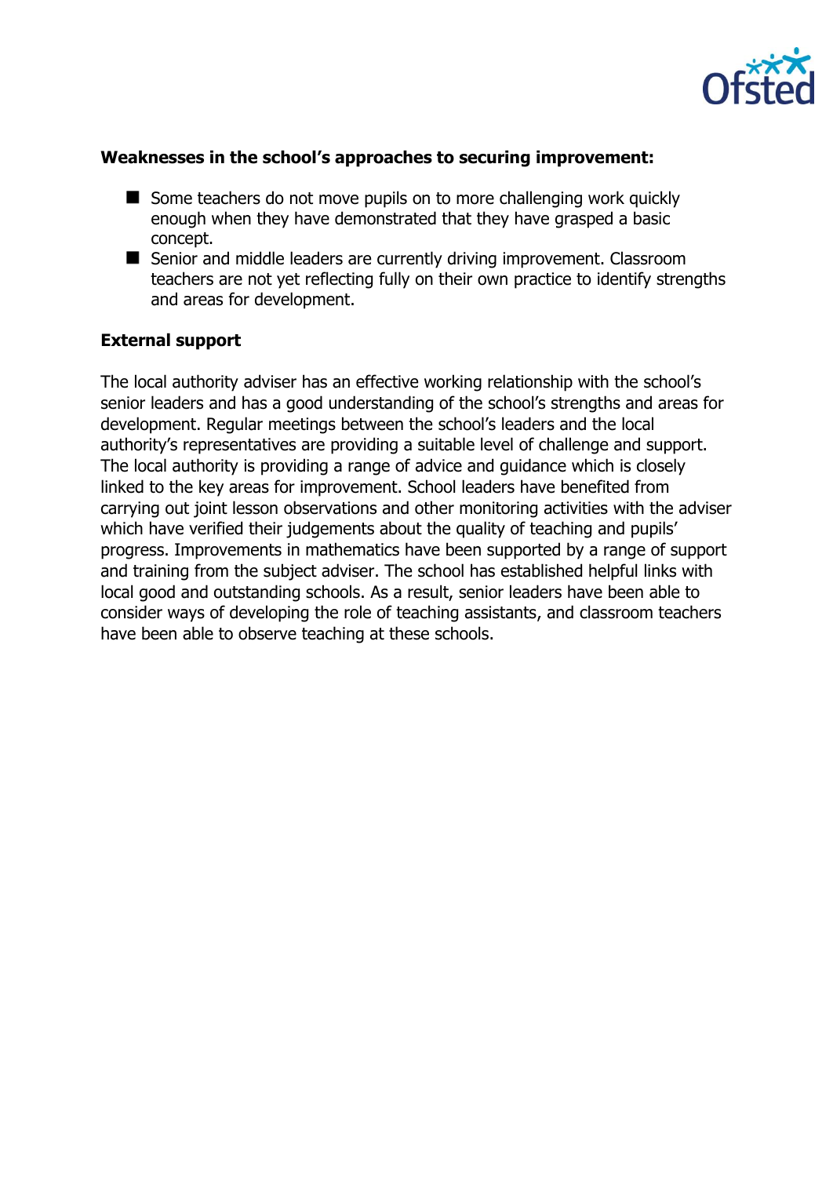**Weaknesses in the school's approaches to securing improvement:**

- Some teachers do not move pupils on to more challenging work quickly enough when they have demonstrated that they have grasped a basic concept.
- Senior and middle leaders are currently driving improvement. Classroom teachers are not yet reflecting fully on their own practice to identify strengths and areas for development.

**External support**

The local authority adviser has an effective working relationship with the school's senior leaders and has a good understanding of the school's strengths and areas for development. Regular meetings between the school's leaders and the local authority's representatives are providing a suitable level of challenge and support. The local authority is providing a range of advice and guidance which is closely linked to the key areas for improvement. School leaders have benefited from carrying out joint lesson observations and other monitoring activities with the adviser which have verified their judgements about the quality of teaching and pupils' progress. Improvements in mathematics have been supported by a range of support and training from the subject adviser. The school has established helpful links with local good and outstanding schools. As a result, senior leaders have been able to consider ways of developing the role of teaching assistants, and classroom teachers have been able to observe teaching at these schools.